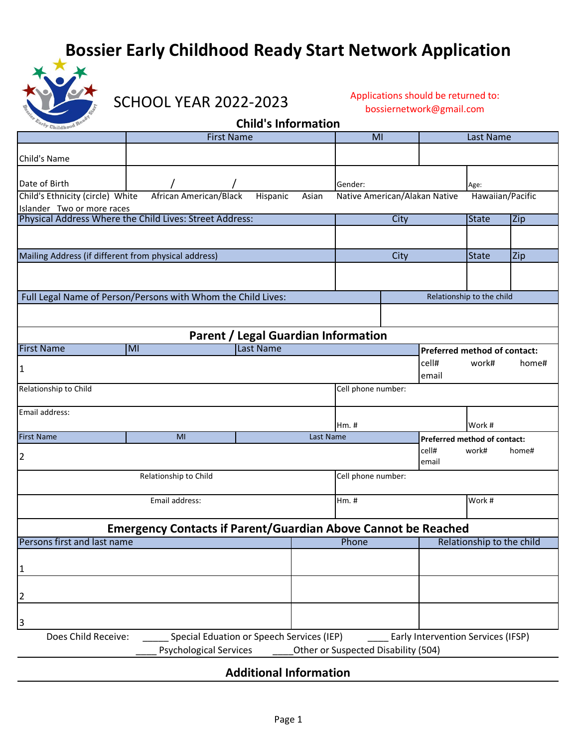# Bossier Early Childhood Ready Start Network Application

SCHOOL YEAR 2022-2023

Applications should be returned to: bossiernetwork@gmail.com

## Child's Information

| | First Name | MI | Last Name |
|---|---|---|---|
| Child's Name | | | |
| Date of Birth | / / | Gender: | Age: |

Child's Ethnicity (circle) White African American/Black Hispanic Asian Native American/Alakan Native Hawaiian/Pacific Islander Two or more races

| Physical Address Where the Child Lives: Street Address: | City | State | Zip |
|---|---|---|---|
| | | | |

| Mailing Address (if different from physical address) | City | State | Zip |
|---|---|---|---|
| | | | |

| Full Legal Name of Person/Persons with Whom the Child Lives: | Relationship to the child |
|---|---|
| | |

## Parent / Legal Guardian Information

| First Name | MI | Last Name | Preferred method of contact: |
|---|---|---|---|
| 1 | | | cell# work# home# email |
| Relationship to Child | | Cell phone number: | |
| Email address: | | Hm. # | Work # |

| First Name | MI | Last Name | Preferred method of contact: |
|---|---|---|---|
| 2 | | | cell# work# home# email |
| Relationship to Child | | Cell phone number: | |
| Email address: | | Hm. # | Work # |

## Emergency Contacts if Parent/Guardian Above Cannot be Reached

| Persons first and last name | Phone | Relationship to the child |
|---|---|---|
| 1 | | |
| 2 | | |
| 3 | | |

Does Child Receive: _____ Special Eduation or Speech Services (IEP) ____ Early Intervention Services (IFSP) ____ Psychological Services ____Other or Suspected Disability (504)

## Additional Information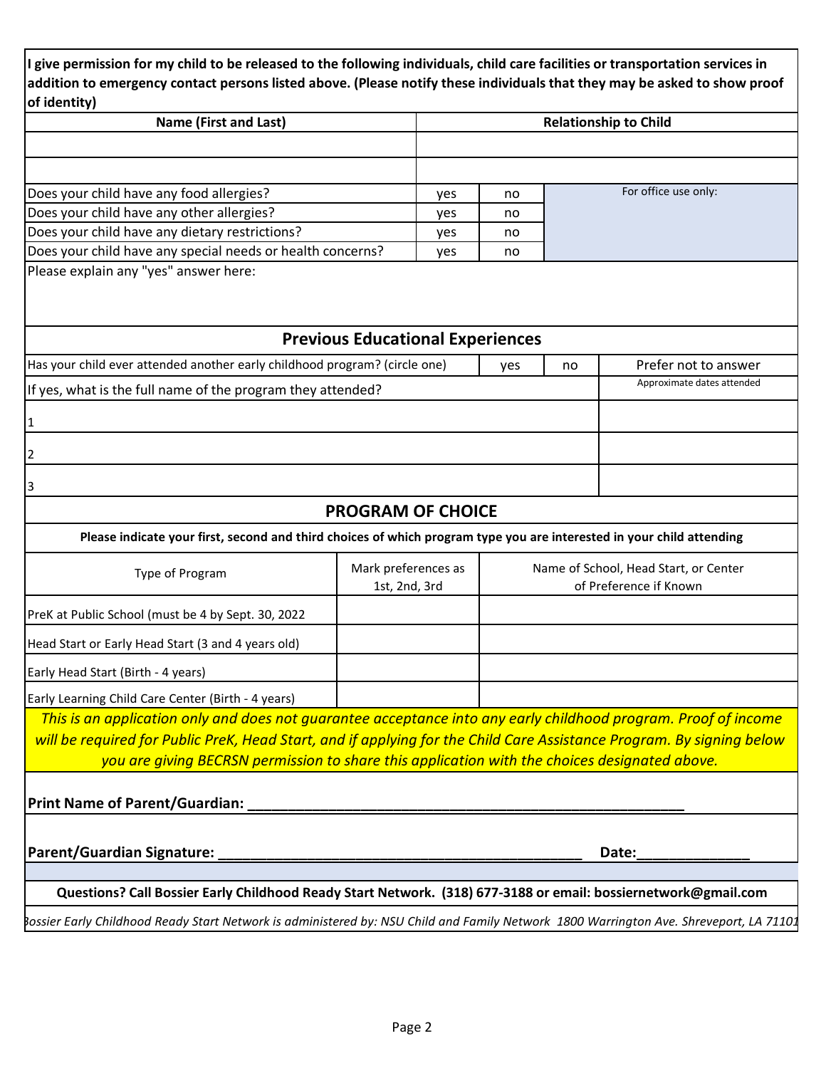**I give permission for my child to be released to the following individuals, child care facilities or transportation services in addition to emergency contact persons listed above. (Please notify these individuals that they may be asked to show proof of identity)**

| Name (First and Last) | Relationship to Child |
|---|---|
| | |
| | |

| | | | |
|---|---|---|---|
| Does your child have any food allergies? | yes | no | For office use only: |
| Does your child have any other allergies? | yes | no | |
| Does your child have any dietary restrictions? | yes | no | |
| Does your child have any special needs or health concerns? | yes | no | |

Please explain any "yes" answer here:

## Previous Educational Experiences

| | | | |
|---|---|---|---|
| Has your child ever attended another early childhood program? (circle one) | yes | no | Prefer not to answer |
| If yes, what is the full name of the program they attended? | | | Approximate dates attended |
| 1 | | | |
| 2 | | | |
| 3 | | | |

## PROGRAM OF CHOICE

**Please indicate your first, second and third choices of which program type you are interested in your child attending**

| Type of Program | Mark preferences as 1st, 2nd, 3rd | Name of School, Head Start, or Center of Preference if Known |
|---|---|---|
| PreK at Public School (must be 4 by Sept. 30, 2022 | | |
| Head Start or Early Head Start (3 and 4 years old) | | |
| Early Head Start (Birth - 4 years) | | |
| Early Learning Child Care Center (Birth - 4 years) | | |

*This is an application only and does not guarantee acceptance into any early childhood program. Proof of income will be required for Public PreK, Head Start, and if applying for the Child Care Assistance Program. By signing below you are giving BECRSN permission to share this application with the choices designated above.*

**Print Name of Parent/Guardian: ______________________________________________________**

**Parent/Guardian Signature: _____________________________________________ Date:_____________**

**Questions? Call Bossier Early Childhood Ready Start Network. (318) 677-3188 or email: bossiernetwork@gmail.com**

*Bossier Early Childhood Ready Start Network is administered by: NSU Child and Family Network 1800 Warrington Ave. Shreveport, LA 71101*